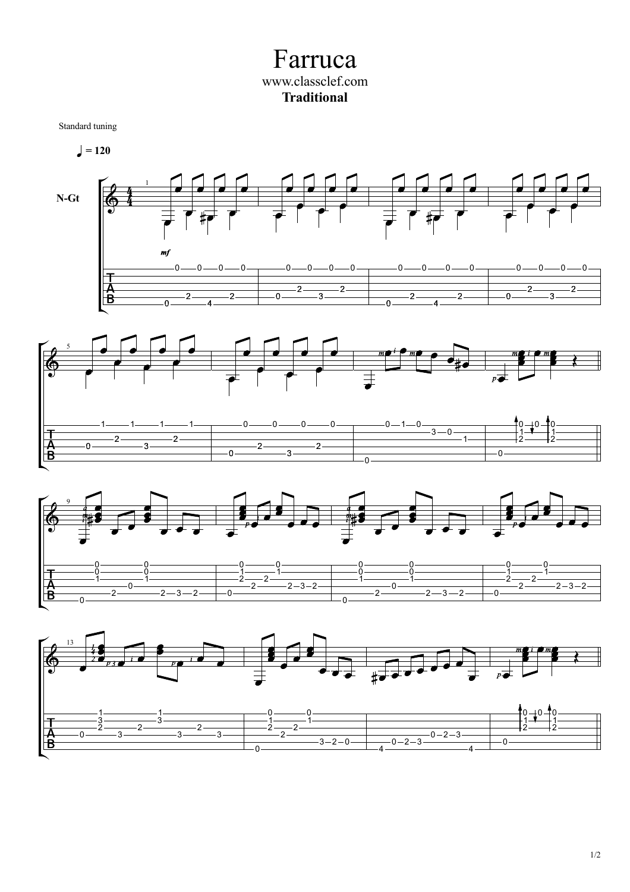# Farruca

www.classclef.com

**Traditional**

Standard tuning

♩ = 120